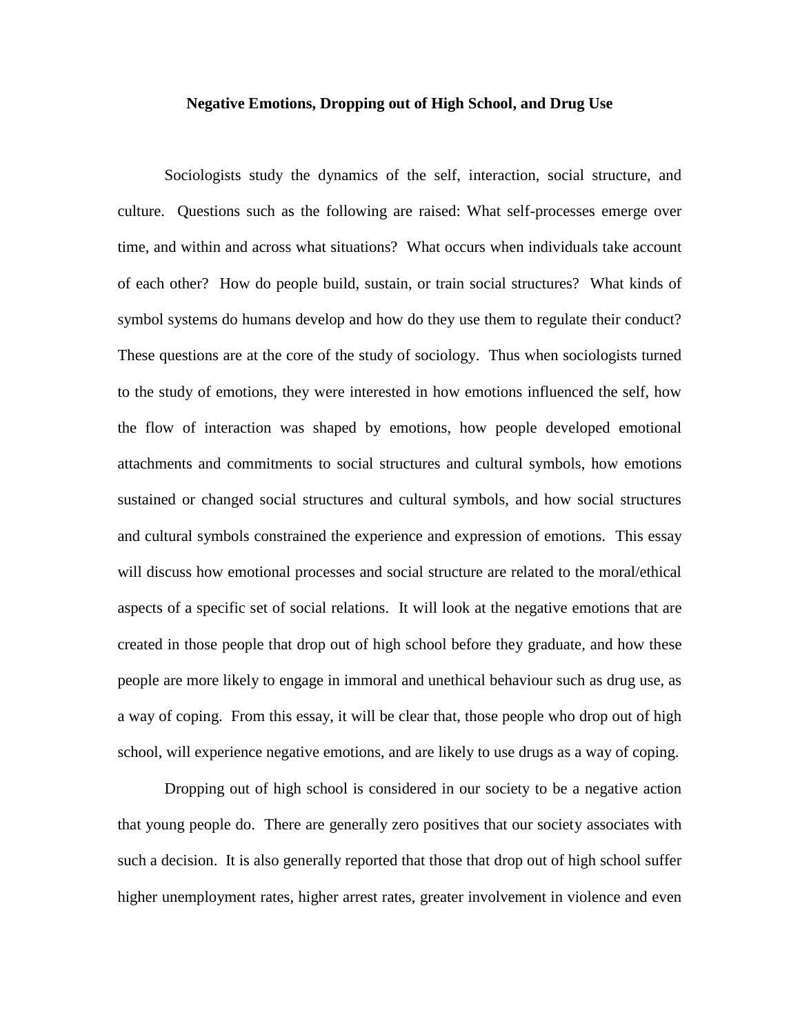# Negative Emotions, Dropping out of High School, and Drug Use

Sociologists study the dynamics of the self, interaction, social structure, and culture. Questions such as the following are raised: What self-processes emerge over time, and within and across what situations? What occurs when individuals take account of each other? How do people build, sustain, or train social structures? What kinds of symbol systems do humans develop and how do they use them to regulate their conduct? These questions are at the core of the study of sociology. Thus when sociologists turned to the study of emotions, they were interested in how emotions influenced the self, how the flow of interaction was shaped by emotions, how people developed emotional attachments and commitments to social structures and cultural symbols, how emotions sustained or changed social structures and cultural symbols, and how social structures and cultural symbols constrained the experience and expression of emotions. This essay will discuss how emotional processes and social structure are related to the moral/ethical aspects of a specific set of social relations. It will look at the negative emotions that are created in those people that drop out of high school before they graduate, and how these people are more likely to engage in immoral and unethical behaviour such as drug use, as a way of coping. From this essay, it will be clear that, those people who drop out of high school, will experience negative emotions, and are likely to use drugs as a way of coping.

Dropping out of high school is considered in our society to be a negative action that young people do. There are generally zero positives that our society associates with such a decision. It is also generally reported that those that drop out of high school suffer higher unemployment rates, higher arrest rates, greater involvement in violence and even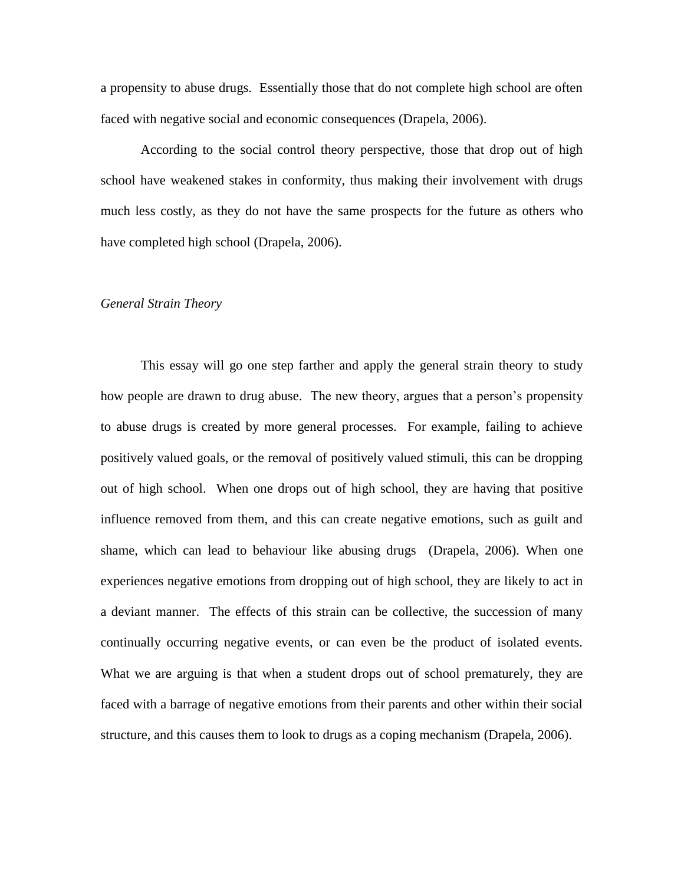a propensity to abuse drugs. Essentially those that do not complete high school are often faced with negative social and economic consequences (Drapela, 2006).

According to the social control theory perspective, those that drop out of high school have weakened stakes in conformity, thus making their involvement with drugs much less costly, as they do not have the same prospects for the future as others who have completed high school (Drapela, 2006).

*General Strain Theory*

This essay will go one step farther and apply the general strain theory to study how people are drawn to drug abuse. The new theory, argues that a person's propensity to abuse drugs is created by more general processes. For example, failing to achieve positively valued goals, or the removal of positively valued stimuli, this can be dropping out of high school. When one drops out of high school, they are having that positive influence removed from them, and this can create negative emotions, such as guilt and shame, which can lead to behaviour like abusing drugs (Drapela, 2006). When one experiences negative emotions from dropping out of high school, they are likely to act in a deviant manner. The effects of this strain can be collective, the succession of many continually occurring negative events, or can even be the product of isolated events. What we are arguing is that when a student drops out of school prematurely, they are faced with a barrage of negative emotions from their parents and other within their social structure, and this causes them to look to drugs as a coping mechanism (Drapela, 2006).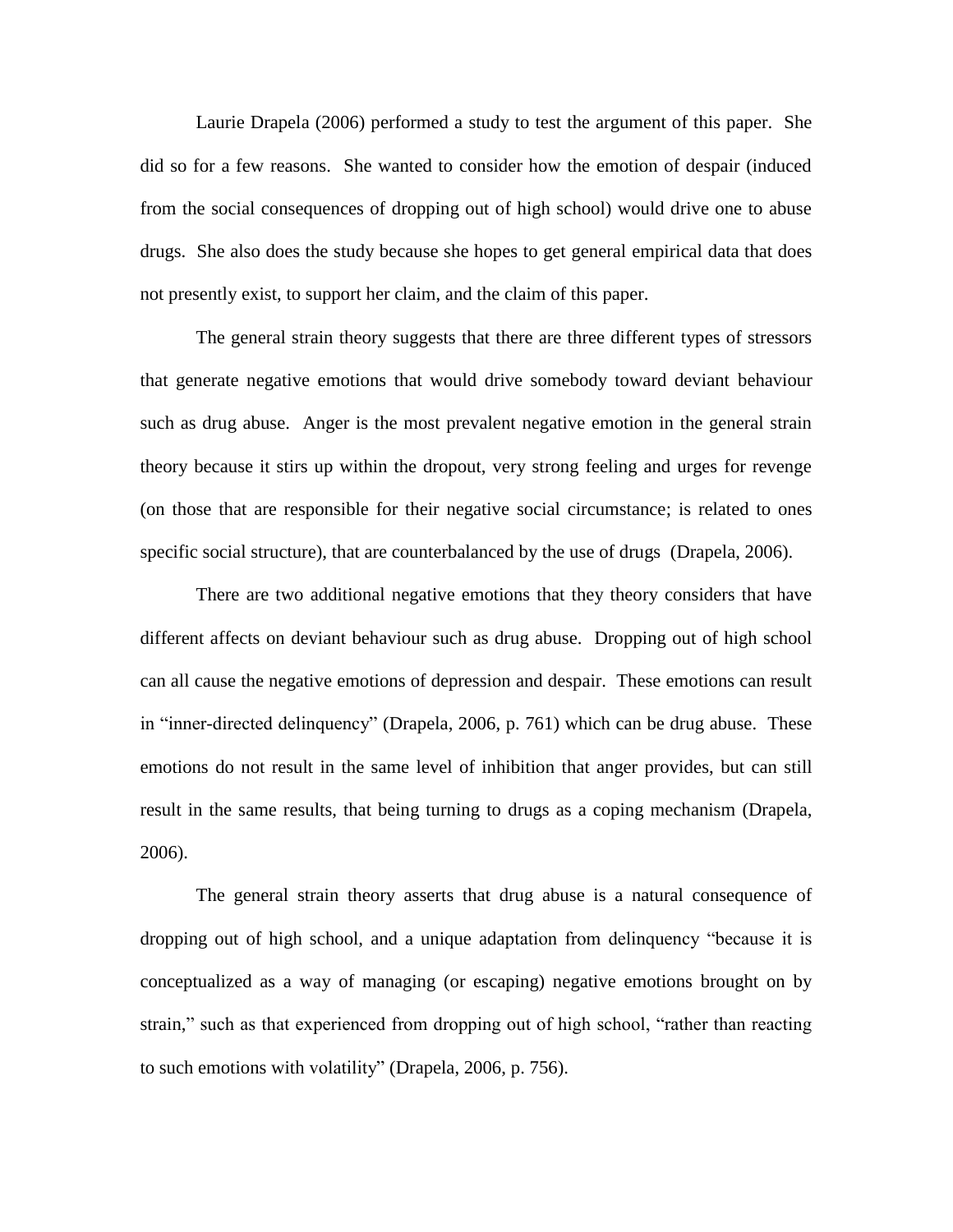Laurie Drapela (2006) performed a study to test the argument of this paper. She did so for a few reasons. She wanted to consider how the emotion of despair (induced from the social consequences of dropping out of high school) would drive one to abuse drugs. She also does the study because she hopes to get general empirical data that does not presently exist, to support her claim, and the claim of this paper.

The general strain theory suggests that there are three different types of stressors that generate negative emotions that would drive somebody toward deviant behaviour such as drug abuse. Anger is the most prevalent negative emotion in the general strain theory because it stirs up within the dropout, very strong feeling and urges for revenge (on those that are responsible for their negative social circumstance; is related to ones specific social structure), that are counterbalanced by the use of drugs (Drapela, 2006).

There are two additional negative emotions that they theory considers that have different affects on deviant behaviour such as drug abuse. Dropping out of high school can all cause the negative emotions of depression and despair. These emotions can result in "inner-directed delinquency" (Drapela, 2006, p. 761) which can be drug abuse. These emotions do not result in the same level of inhibition that anger provides, but can still result in the same results, that being turning to drugs as a coping mechanism (Drapela, 2006).

The general strain theory asserts that drug abuse is a natural consequence of dropping out of high school, and a unique adaptation from delinquency "because it is conceptualized as a way of managing (or escaping) negative emotions brought on by strain," such as that experienced from dropping out of high school, "rather than reacting to such emotions with volatility" (Drapela, 2006, p. 756).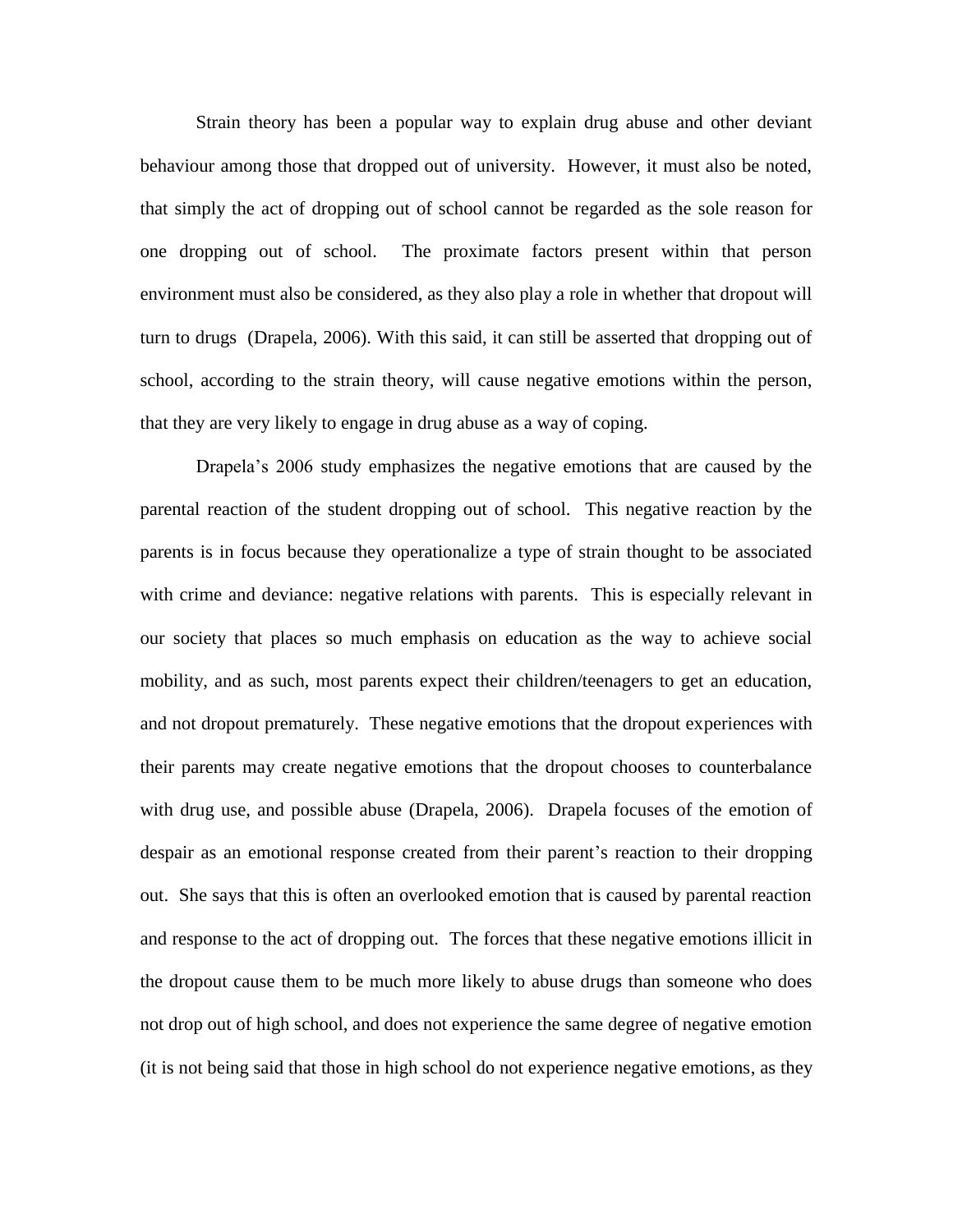Strain theory has been a popular way to explain drug abuse and other deviant behaviour among those that dropped out of university. However, it must also be noted, that simply the act of dropping out of school cannot be regarded as the sole reason for one dropping out of school. The proximate factors present within that person environment must also be considered, as they also play a role in whether that dropout will turn to drugs (Drapela, 2006). With this said, it can still be asserted that dropping out of school, according to the strain theory, will cause negative emotions within the person, that they are very likely to engage in drug abuse as a way of coping.

Drapela's 2006 study emphasizes the negative emotions that are caused by the parental reaction of the student dropping out of school. This negative reaction by the parents is in focus because they operationalize a type of strain thought to be associated with crime and deviance: negative relations with parents. This is especially relevant in our society that places so much emphasis on education as the way to achieve social mobility, and as such, most parents expect their children/teenagers to get an education, and not dropout prematurely. These negative emotions that the dropout experiences with their parents may create negative emotions that the dropout chooses to counterbalance with drug use, and possible abuse (Drapela, 2006). Drapela focuses of the emotion of despair as an emotional response created from their parent's reaction to their dropping out. She says that this is often an overlooked emotion that is caused by parental reaction and response to the act of dropping out. The forces that these negative emotions illicit in the dropout cause them to be much more likely to abuse drugs than someone who does not drop out of high school, and does not experience the same degree of negative emotion (it is not being said that those in high school do not experience negative emotions, as they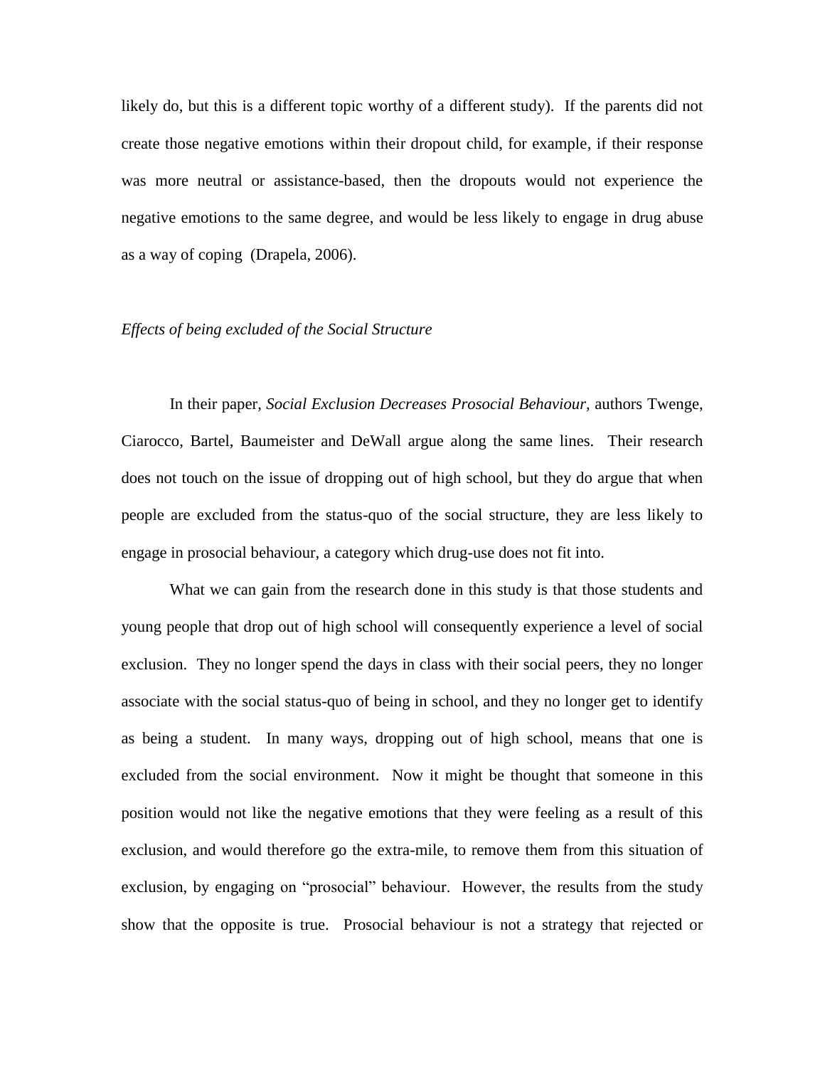likely do, but this is a different topic worthy of a different study). If the parents did not create those negative emotions within their dropout child, for example, if their response was more neutral or assistance-based, then the dropouts would not experience the negative emotions to the same degree, and would be less likely to engage in drug abuse as a way of coping (Drapela, 2006).

### *Effects of being excluded of the Social Structure*

In their paper, *Social Exclusion Decreases Prosocial Behaviour,* authors Twenge, Ciarocco, Bartel, Baumeister and DeWall argue along the same lines. Their research does not touch on the issue of dropping out of high school, but they do argue that when people are excluded from the status-quo of the social structure, they are less likely to engage in prosocial behaviour, a category which drug-use does not fit into.

What we can gain from the research done in this study is that those students and young people that drop out of high school will consequently experience a level of social exclusion. They no longer spend the days in class with their social peers, they no longer associate with the social status-quo of being in school, and they no longer get to identify as being a student. In many ways, dropping out of high school, means that one is excluded from the social environment. Now it might be thought that someone in this position would not like the negative emotions that they were feeling as a result of this exclusion, and would therefore go the extra-mile, to remove them from this situation of exclusion, by engaging on "prosocial" behaviour. However, the results from the study show that the opposite is true. Prosocial behaviour is not a strategy that rejected or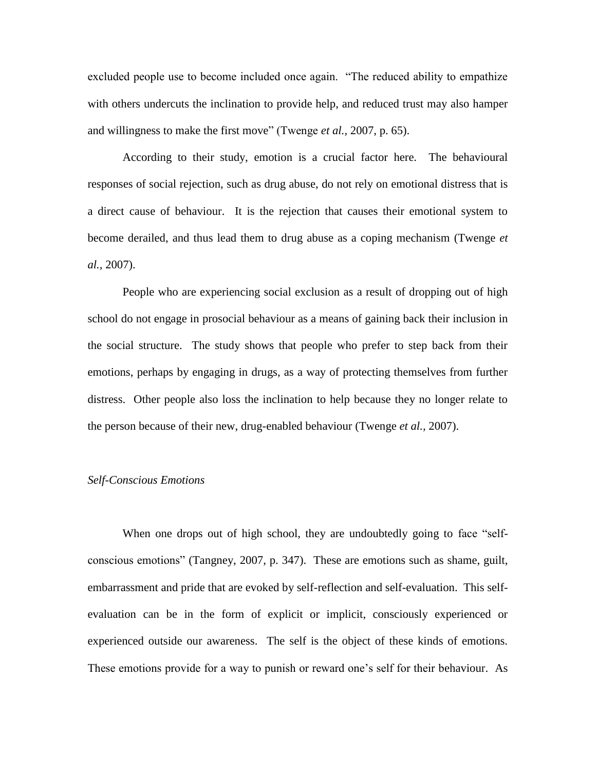excluded people use to become included once again. "The reduced ability to empathize with others undercuts the inclination to provide help, and reduced trust may also hamper and willingness to make the first move" (Twenge *et al.*, 2007, p. 65).

According to their study, emotion is a crucial factor here. The behavioural responses of social rejection, such as drug abuse, do not rely on emotional distress that is a direct cause of behaviour. It is the rejection that causes their emotional system to become derailed, and thus lead them to drug abuse as a coping mechanism (Twenge *et al.*, 2007).

People who are experiencing social exclusion as a result of dropping out of high school do not engage in prosocial behaviour as a means of gaining back their inclusion in the social structure. The study shows that people who prefer to step back from their emotions, perhaps by engaging in drugs, as a way of protecting themselves from further distress. Other people also loss the inclination to help because they no longer relate to the person because of their new, drug-enabled behaviour (Twenge *et al.*, 2007).

*Self-Conscious Emotions*

When one drops out of high school, they are undoubtedly going to face "self-conscious emotions" (Tangney, 2007, p. 347). These are emotions such as shame, guilt, embarrassment and pride that are evoked by self-reflection and self-evaluation. This self-evaluation can be in the form of explicit or implicit, consciously experienced or experienced outside our awareness. The self is the object of these kinds of emotions. These emotions provide for a way to punish or reward one's self for their behaviour. As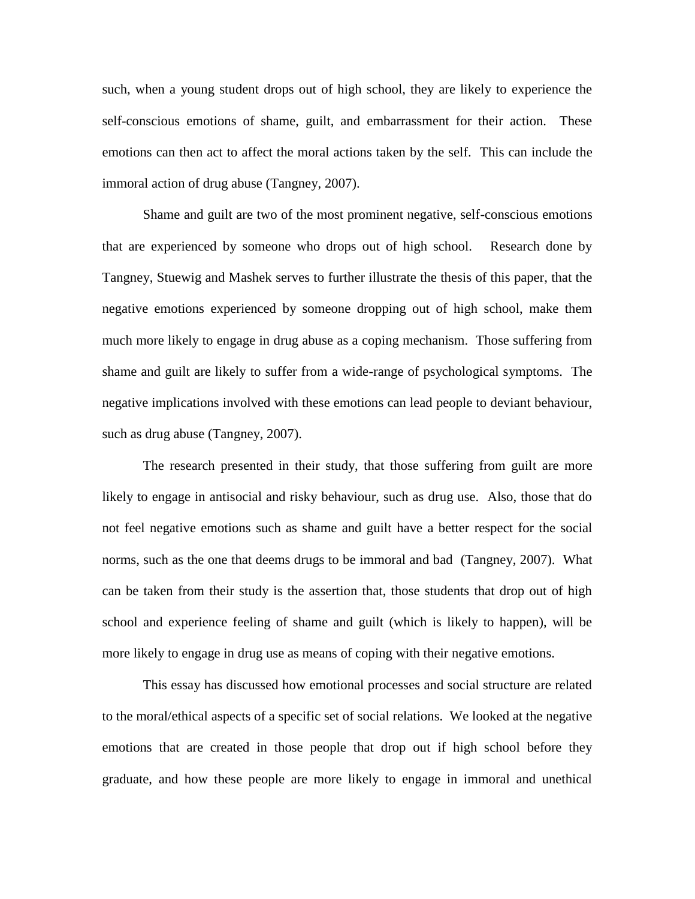such, when a young student drops out of high school, they are likely to experience the self-conscious emotions of shame, guilt, and embarrassment for their action. These emotions can then act to affect the moral actions taken by the self. This can include the immoral action of drug abuse (Tangney, 2007).

Shame and guilt are two of the most prominent negative, self-conscious emotions that are experienced by someone who drops out of high school. Research done by Tangney, Stuewig and Mashek serves to further illustrate the thesis of this paper, that the negative emotions experienced by someone dropping out of high school, make them much more likely to engage in drug abuse as a coping mechanism. Those suffering from shame and guilt are likely to suffer from a wide-range of psychological symptoms. The negative implications involved with these emotions can lead people to deviant behaviour, such as drug abuse (Tangney, 2007).

The research presented in their study, that those suffering from guilt are more likely to engage in antisocial and risky behaviour, such as drug use. Also, those that do not feel negative emotions such as shame and guilt have a better respect for the social norms, such as the one that deems drugs to be immoral and bad (Tangney, 2007). What can be taken from their study is the assertion that, those students that drop out of high school and experience feeling of shame and guilt (which is likely to happen), will be more likely to engage in drug use as means of coping with their negative emotions.

This essay has discussed how emotional processes and social structure are related to the moral/ethical aspects of a specific set of social relations. We looked at the negative emotions that are created in those people that drop out if high school before they graduate, and how these people are more likely to engage in immoral and unethical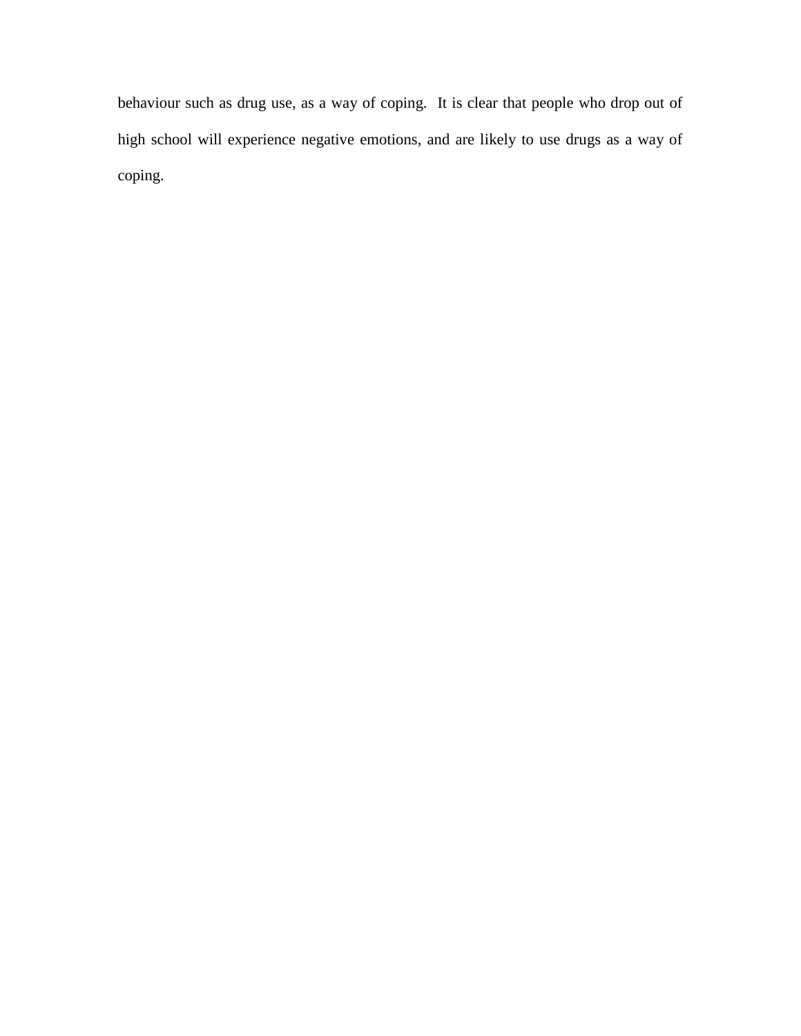behaviour such as drug use, as a way of coping. It is clear that people who drop out of high school will experience negative emotions, and are likely to use drugs as a way of coping.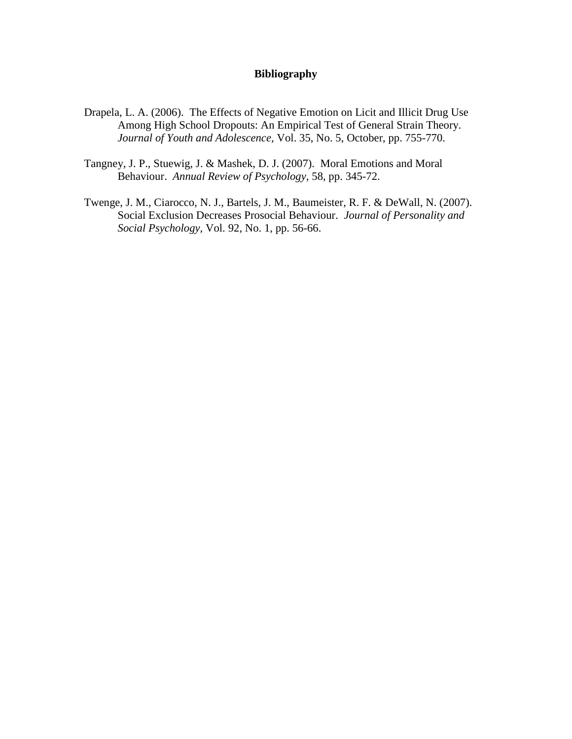# Bibliography

Drapela, L. A. (2006). The Effects of Negative Emotion on Licit and Illicit Drug Use Among High School Dropouts: An Empirical Test of General Strain Theory. *Journal of Youth and Adolescence*, Vol. 35, No. 5, October, pp. 755-770.

Tangney, J. P., Stuewig, J. & Mashek, D. J. (2007). Moral Emotions and Moral Behaviour. *Annual Review of Psychology*, 58, pp. 345-72.

Twenge, J. M., Ciarocco, N. J., Bartels, J. M., Baumeister, R. F. & DeWall, N. (2007). Social Exclusion Decreases Prosocial Behaviour. *Journal of Personality and Social Psychology*, Vol. 92, No. 1, pp. 56-66.